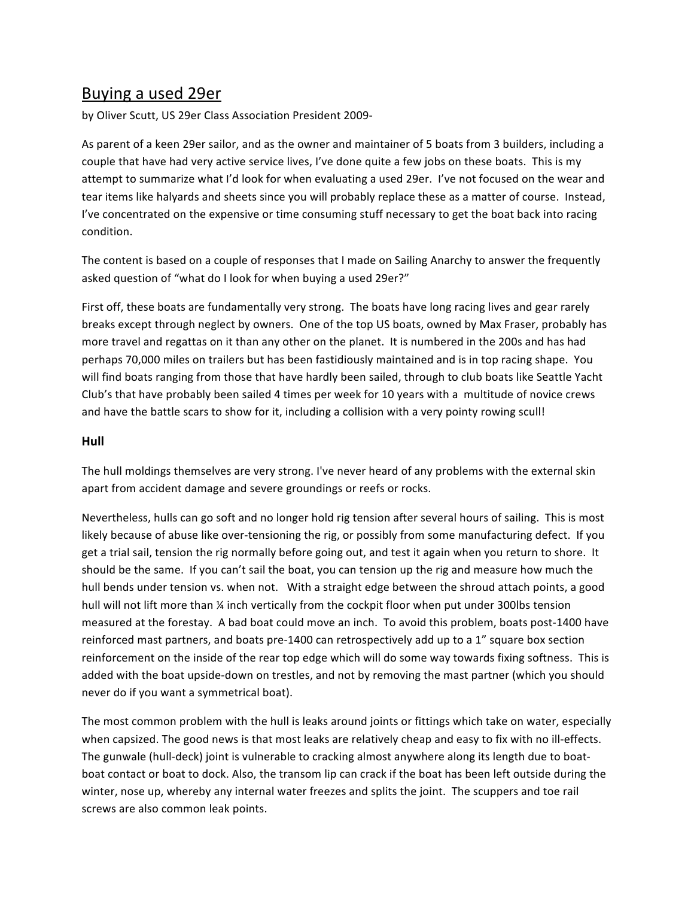# Buying a used 29er

by Oliver Scutt, US 29er Class Association President 2009-

As parent of a keen 29er sailor, and as the owner and maintainer of 5 boats from 3 builders, including a couple that have had very active service lives, I've done quite a few jobs on these boats. This is my attempt to summarize what I'd look for when evaluating a used 29er. I've not focused on the wear and tear items like halyards and sheets since you will probably replace these as a matter of course. Instead, I've concentrated on the expensive or time consuming stuff necessary to get the boat back into racing condition.

The content is based on a couple of responses that I made on Sailing Anarchy to answer the frequently asked question of "what do I look for when buying a used 29er?"

First off, these boats are fundamentally very strong. The boats have long racing lives and gear rarely breaks except through neglect by owners. One of the top US boats, owned by Max Fraser, probably has more travel and regattas on it than any other on the planet. It is numbered in the 200s and has had perhaps 70,000 miles on trailers but has been fastidiously maintained and is in top racing shape. You will find boats ranging from those that have hardly been sailed, through to club boats like Seattle Yacht Club's that have probably been sailed 4 times per week for 10 years with a multitude of novice crews and have the battle scars to show for it, including a collision with a very pointy rowing scull!

### Hull

The hull moldings themselves are very strong. I've never heard of any problems with the external skin apart from accident damage and severe groundings or reefs or rocks.

Nevertheless, hulls can go soft and no longer hold rig tension after several hours of sailing. This is most likely because of abuse like over-tensioning the rig, or possibly from some manufacturing defect. If you get a trial sail, tension the rig normally before going out, and test it again when you return to shore. It should be the same. If you can't sail the boat, you can tension up the rig and measure how much the hull bends under tension vs. when not. With a straight edge between the shroud attach points, a good hull will not lift more than ¼ inch vertically from the cockpit floor when put under 300lbs tension measured at the forestay. A bad boat could move an inch. To avoid this problem, boats post-1400 have reinforced mast partners, and boats pre-1400 can retrospectively add up to a 1" square box section reinforcement on the inside of the rear top edge which will do some way towards fixing softness. This is added with the boat upside-down on trestles, and not by removing the mast partner (which you should never do if you want a symmetrical boat).

The most common problem with the hull is leaks around joints or fittings which take on water, especially when capsized. The good news is that most leaks are relatively cheap and easy to fix with no ill-effects. The gunwale (hull-deck) joint is vulnerable to cracking almost anywhere along its length due to boat-boat contact or boat to dock. Also, the transom lip can crack if the boat has been left outside during the winter, nose up, whereby any internal water freezes and splits the joint. The scuppers and toe rail screws are also common leak points.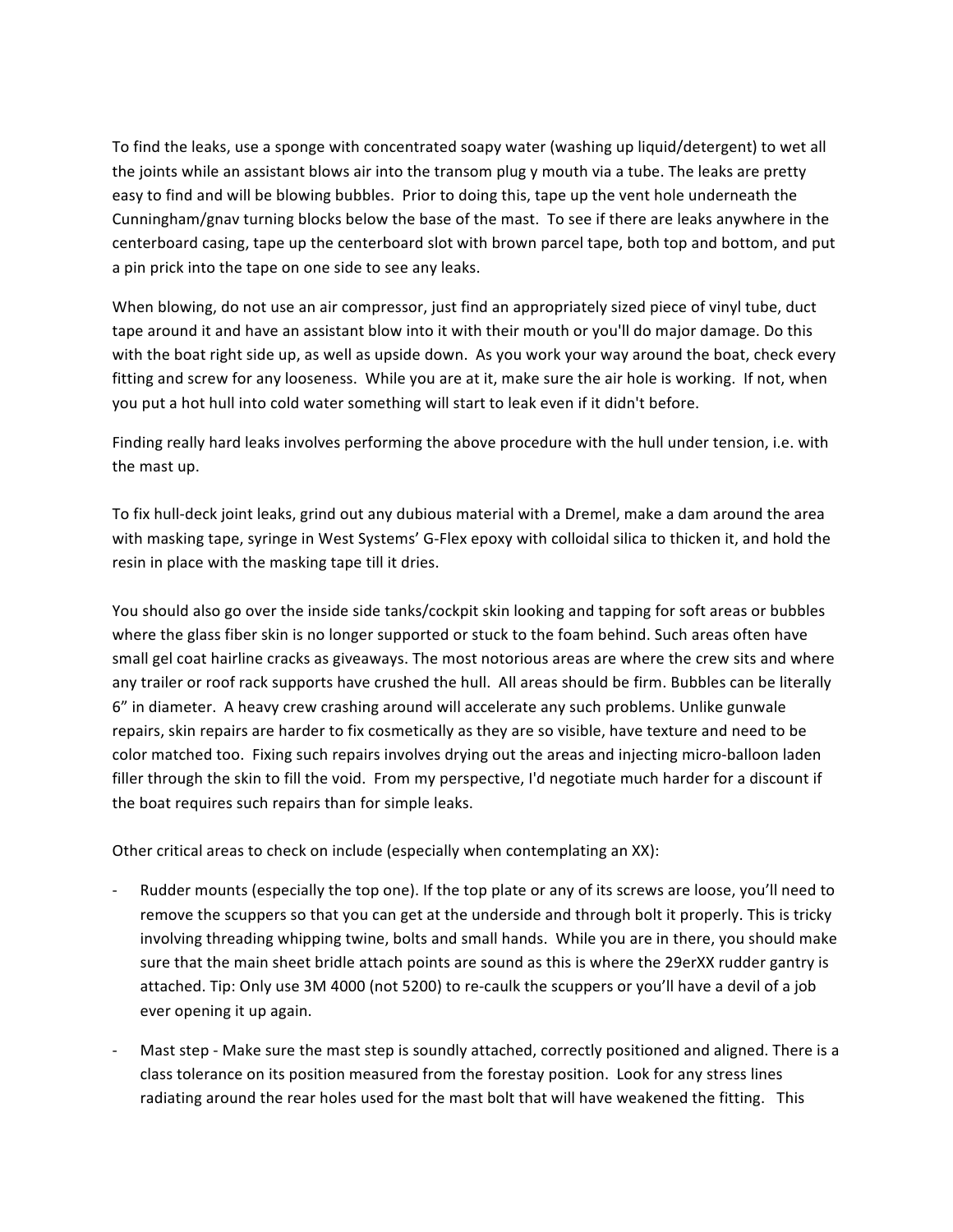To find the leaks, use a sponge with concentrated soapy water (washing up liquid/detergent) to wet all the joints while an assistant blows air into the transom plug y mouth via a tube. The leaks are pretty easy to find and will be blowing bubbles. Prior to doing this, tape up the vent hole underneath the Cunningham/gnav turning blocks below the base of the mast. To see if there are leaks anywhere in the centerboard casing, tape up the centerboard slot with brown parcel tape, both top and bottom, and put a pin prick into the tape on one side to see any leaks.

When blowing, do not use an air compressor, just find an appropriately sized piece of vinyl tube, duct tape around it and have an assistant blow into it with their mouth or you'll do major damage. Do this with the boat right side up, as well as upside down. As you work your way around the boat, check every fitting and screw for any looseness. While you are at it, make sure the air hole is working. If not, when you put a hot hull into cold water something will start to leak even if it didn't before.

Finding really hard leaks involves performing the above procedure with the hull under tension, i.e. with the mast up.

To fix hull-deck joint leaks, grind out any dubious material with a Dremel, make a dam around the area with masking tape, syringe in West Systems' G-Flex epoxy with colloidal silica to thicken it, and hold the resin in place with the masking tape till it dries.

You should also go over the inside side tanks/cockpit skin looking and tapping for soft areas or bubbles where the glass fiber skin is no longer supported or stuck to the foam behind. Such areas often have small gel coat hairline cracks as giveaways. The most notorious areas are where the crew sits and where any trailer or roof rack supports have crushed the hull. All areas should be firm. Bubbles can be literally 6" in diameter. A heavy crew crashing around will accelerate any such problems. Unlike gunwale repairs, skin repairs are harder to fix cosmetically as they are so visible, have texture and need to be color matched too. Fixing such repairs involves drying out the areas and injecting micro-balloon laden filler through the skin to fill the void. From my perspective, I'd negotiate much harder for a discount if the boat requires such repairs than for simple leaks.

Other critical areas to check on include (especially when contemplating an XX):

- Rudder mounts (especially the top one). If the top plate or any of its screws are loose, you'll need to remove the scuppers so that you can get at the underside and through bolt it properly. This is tricky involving threading whipping twine, bolts and small hands. While you are in there, you should make sure that the main sheet bridle attach points are sound as this is where the 29erXX rudder gantry is attached. Tip: Only use 3M 4000 (not 5200) to re-caulk the scuppers or you'll have a devil of a job ever opening it up again.
- Mast step - Make sure the mast step is soundly attached, correctly positioned and aligned. There is a class tolerance on its position measured from the forestay position. Look for any stress lines radiating around the rear holes used for the mast bolt that will have weakened the fitting. This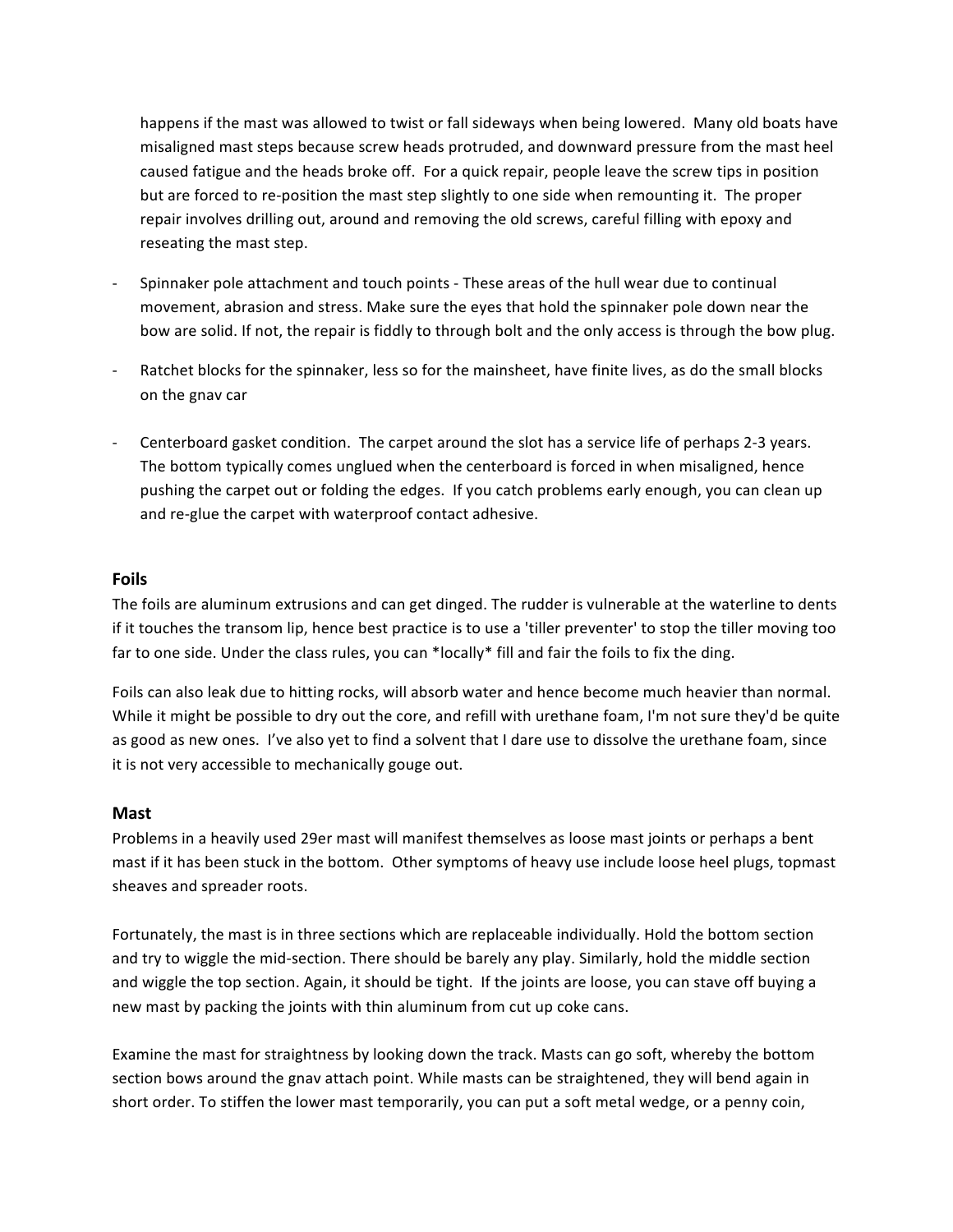happens if the mast was allowed to twist or fall sideways when being lowered. Many old boats have misaligned mast steps because screw heads protruded, and downward pressure from the mast heel caused fatigue and the heads broke off. For a quick repair, people leave the screw tips in position but are forced to re-position the mast step slightly to one side when remounting it. The proper repair involves drilling out, around and removing the old screws, careful filling with epoxy and reseating the mast step.

- Spinnaker pole attachment and touch points - These areas of the hull wear due to continual movement, abrasion and stress. Make sure the eyes that hold the spinnaker pole down near the bow are solid. If not, the repair is fiddly to through bolt and the only access is through the bow plug.

- Ratchet blocks for the spinnaker, less so for the mainsheet, have finite lives, as do the small blocks on the gnav car

- Centerboard gasket condition. The carpet around the slot has a service life of perhaps 2-3 years. The bottom typically comes unglued when the centerboard is forced in when misaligned, hence pushing the carpet out or folding the edges. If you catch problems early enough, you can clean up and re-glue the carpet with waterproof contact adhesive.

### Foils

The foils are aluminum extrusions and can get dinged. The rudder is vulnerable at the waterline to dents if it touches the transom lip, hence best practice is to use a 'tiller preventer' to stop the tiller moving too far to one side. Under the class rules, you can *locally* fill and fair the foils to fix the ding.

Foils can also leak due to hitting rocks, will absorb water and hence become much heavier than normal. While it might be possible to dry out the core, and refill with urethane foam, I'm not sure they'd be quite as good as new ones. I've also yet to find a solvent that I dare use to dissolve the urethane foam, since it is not very accessible to mechanically gouge out.

### Mast

Problems in a heavily used 29er mast will manifest themselves as loose mast joints or perhaps a bent mast if it has been stuck in the bottom. Other symptoms of heavy use include loose heel plugs, topmast sheaves and spreader roots.

Fortunately, the mast is in three sections which are replaceable individually. Hold the bottom section and try to wiggle the mid-section. There should be barely any play. Similarly, hold the middle section and wiggle the top section. Again, it should be tight. If the joints are loose, you can stave off buying a new mast by packing the joints with thin aluminum from cut up coke cans.

Examine the mast for straightness by looking down the track. Masts can go soft, whereby the bottom section bows around the gnav attach point. While masts can be straightened, they will bend again in short order. To stiffen the lower mast temporarily, you can put a soft metal wedge, or a penny coin,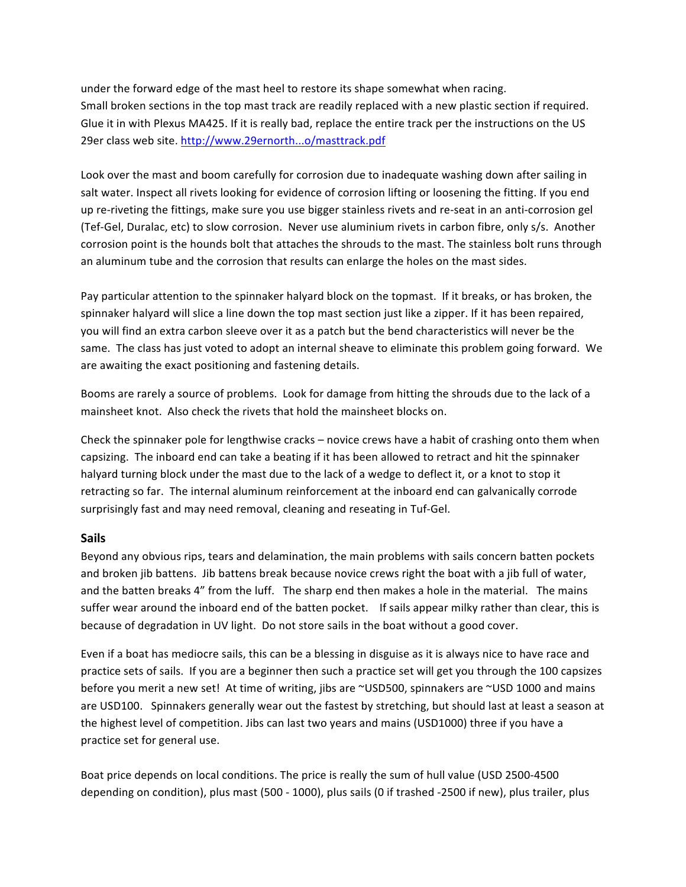under the forward edge of the mast heel to restore its shape somewhat when racing.
Small broken sections in the top mast track are readily replaced with a new plastic section if required. Glue it in with Plexus MA425. If it is really bad, replace the entire track per the instructions on the US 29er class web site. http://www.29ernorth...o/masttrack.pdf

Look over the mast and boom carefully for corrosion due to inadequate washing down after sailing in salt water. Inspect all rivets looking for evidence of corrosion lifting or loosening the fitting. If you end up re-riveting the fittings, make sure you use bigger stainless rivets and re-seat in an anti-corrosion gel (Tef-Gel, Duralac, etc) to slow corrosion. Never use aluminium rivets in carbon fibre, only s/s. Another corrosion point is the hounds bolt that attaches the shrouds to the mast. The stainless bolt runs through an aluminum tube and the corrosion that results can enlarge the holes on the mast sides.

Pay particular attention to the spinnaker halyard block on the topmast. If it breaks, or has broken, the spinnaker halyard will slice a line down the top mast section just like a zipper. If it has been repaired, you will find an extra carbon sleeve over it as a patch but the bend characteristics will never be the same. The class has just voted to adopt an internal sheave to eliminate this problem going forward. We are awaiting the exact positioning and fastening details.

Booms are rarely a source of problems. Look for damage from hitting the shrouds due to the lack of a mainsheet knot. Also check the rivets that hold the mainsheet blocks on.

Check the spinnaker pole for lengthwise cracks – novice crews have a habit of crashing onto them when capsizing. The inboard end can take a beating if it has been allowed to retract and hit the spinnaker halyard turning block under the mast due to the lack of a wedge to deflect it, or a knot to stop it retracting so far. The internal aluminum reinforcement at the inboard end can galvanically corrode surprisingly fast and may need removal, cleaning and reseating in Tuf-Gel.

## Sails

Beyond any obvious rips, tears and delamination, the main problems with sails concern batten pockets and broken jib battens. Jib battens break because novice crews right the boat with a jib full of water, and the batten breaks 4" from the luff. The sharp end then makes a hole in the material. The mains suffer wear around the inboard end of the batten pocket. If sails appear milky rather than clear, this is because of degradation in UV light. Do not store sails in the boat without a good cover.

Even if a boat has mediocre sails, this can be a blessing in disguise as it is always nice to have race and practice sets of sails. If you are a beginner then such a practice set will get you through the 100 capsizes before you merit a new set! At time of writing, jibs are ~USD500, spinnakers are ~USD 1000 and mains are USD100. Spinnakers generally wear out the fastest by stretching, but should last at least a season at the highest level of competition. Jibs can last two years and mains (USD1000) three if you have a practice set for general use.

Boat price depends on local conditions. The price is really the sum of hull value (USD 2500-4500 depending on condition), plus mast (500 - 1000), plus sails (0 if trashed -2500 if new), plus trailer, plus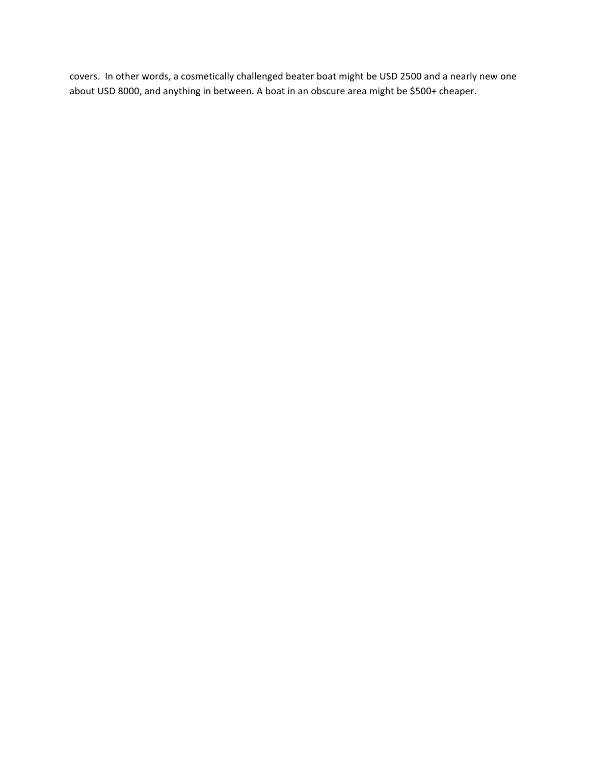covers. In other words, a cosmetically challenged beater boat might be USD 2500 and a nearly new one about USD 8000, and anything in between. A boat in an obscure area might be $500+ cheaper.